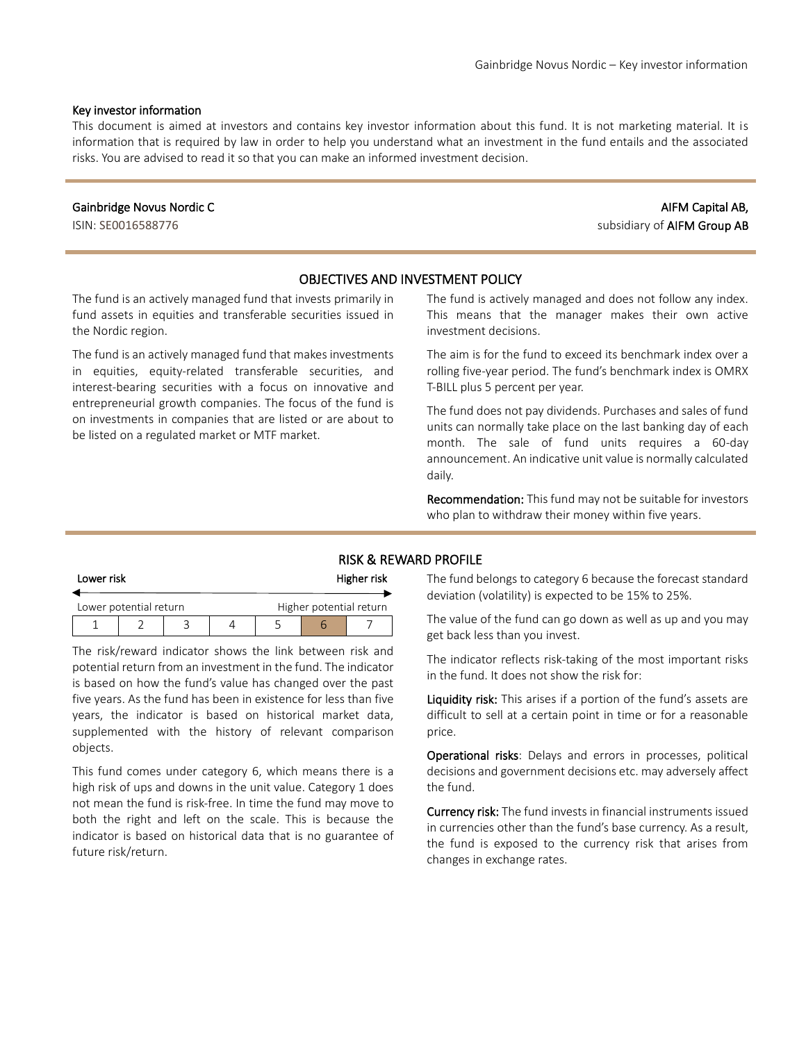## Key investor information

This document is aimed at investors and contains key investor information about this fund. It is not marketing material. It is information that is required by law in order to help you understand what an investment in the fund entails and the associated risks. You are advised to read it so that you can make an informed investment decision.

**Gainbridge Novus Nordic C**
ISIN: SE0016588776

**AIFM Capital AB,**
subsidiary of **AIFM Group AB**

## OBJECTIVES AND INVESTMENT POLICY

The fund is an actively managed fund that invests primarily in fund assets in equities and transferable securities issued in the Nordic region.

The fund is an actively managed fund that makes investments in equities, equity-related transferable securities, and interest-bearing securities with a focus on innovative and entrepreneurial growth companies. The focus of the fund is on investments in companies that are listed or are about to be listed on a regulated market or MTF market.

The fund is actively managed and does not follow any index. This means that the manager makes their own active investment decisions.

The aim is for the fund to exceed its benchmark index over a rolling five-year period. The fund's benchmark index is OMRX T-BILL plus 5 percent per year.

The fund does not pay dividends. Purchases and sales of fund units can normally take place on the last banking day of each month. The sale of fund units requires a 60-day announcement. An indicative unit value is normally calculated daily.

**Recommendation:** This fund may not be suitable for investors who plan to withdraw their money within five years.

## RISK & REWARD PROFILE

| Lower risk | | | | | | Higher risk |
|---|---|---|---|---|---|---|
| Lower potential return | | | | | | Higher potential return |
| 1 | 2 | 3 | 4 | 5 | **6** | 7 |

The risk/reward indicator shows the link between risk and potential return from an investment in the fund. The indicator is based on how the fund's value has changed over the past five years. As the fund has been in existence for less than five years, the indicator is based on historical market data, supplemented with the history of relevant comparison objects.

This fund comes under category 6, which means there is a high risk of ups and downs in the unit value. Category 1 does not mean the fund is risk-free. In time the fund may move to both the right and left on the scale. This is because the indicator is based on historical data that is no guarantee of future risk/return.

The fund belongs to category 6 because the forecast standard deviation (volatility) is expected to be 15% to 25%.

The value of the fund can go down as well as up and you may get back less than you invest.

The indicator reflects risk-taking of the most important risks in the fund. It does not show the risk for:

**Liquidity risk:** This arises if a portion of the fund's assets are difficult to sell at a certain point in time or for a reasonable price.

**Operational risks**: Delays and errors in processes, political decisions and government decisions etc. may adversely affect the fund.

**Currency risk:** The fund invests in financial instruments issued in currencies other than the fund's base currency. As a result, the fund is exposed to the currency risk that arises from changes in exchange rates.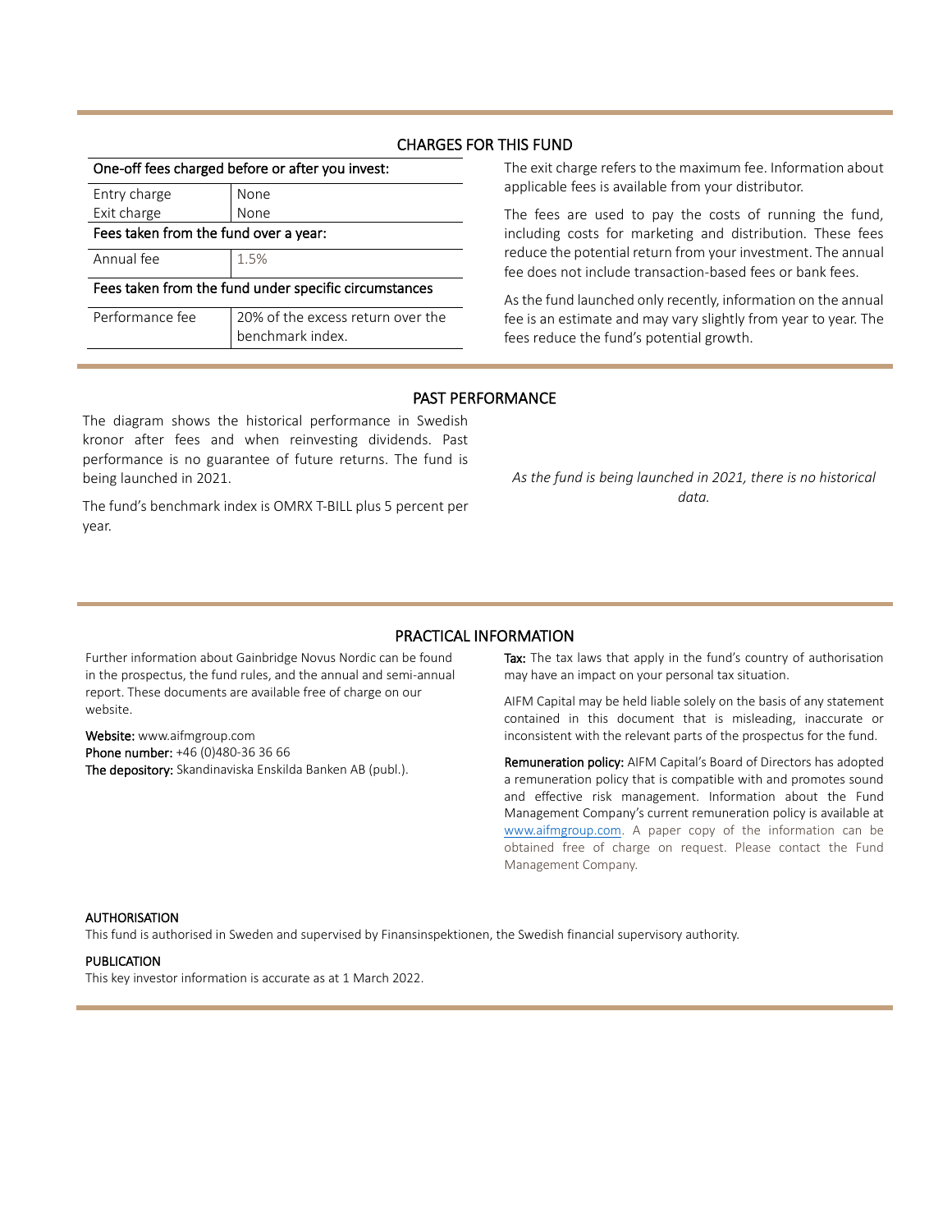## CHARGES FOR THIS FUND

| One-off fees charged before or after you invest: | |
|---|---|
| Entry charge | None |
| Exit charge | None |
| **Fees taken from the fund over a year:** | |
| Annual fee | 1.5% |
| **Fees taken from the fund under specific circumstances** | |
| Performance fee | 20% of the excess return over the benchmark index. |

The exit charge refers to the maximum fee. Information about applicable fees is available from your distributor.

The fees are used to pay the costs of running the fund, including costs for marketing and distribution. These fees reduce the potential return from your investment. The annual fee does not include transaction-based fees or bank fees.

As the fund launched only recently, information on the annual fee is an estimate and may vary slightly from year to year. The fees reduce the fund's potential growth.

## PAST PERFORMANCE

The diagram shows the historical performance in Swedish kronor after fees and when reinvesting dividends. Past performance is no guarantee of future returns. The fund is being launched in 2021.

The fund's benchmark index is OMRX T-BILL plus 5 percent per year.

*As the fund is being launched in 2021, there is no historical data.*

## PRACTICAL INFORMATION

Further information about Gainbridge Novus Nordic can be found in the prospectus, the fund rules, and the annual and semi-annual report. These documents are available free of charge on our website.

**Website:** www.aifmgroup.com
**Phone number:** +46 (0)480-36 36 66
**The depository:** Skandinaviska Enskilda Banken AB (publ.).

**Tax:** The tax laws that apply in the fund's country of authorisation may have an impact on your personal tax situation.

AIFM Capital may be held liable solely on the basis of any statement contained in this document that is misleading, inaccurate or inconsistent with the relevant parts of the prospectus for the fund.

**Remuneration policy:** AIFM Capital's Board of Directors has adopted a remuneration policy that is compatible with and promotes sound and effective risk management. Information about the Fund Management Company's current remuneration policy is available at www.aifmgroup.com. A paper copy of the information can be obtained free of charge on request. Please contact the Fund Management Company.

### AUTHORISATION

This fund is authorised in Sweden and supervised by Finansinspektionen, the Swedish financial supervisory authority.

### PUBLICATION

This key investor information is accurate as at 1 March 2022.